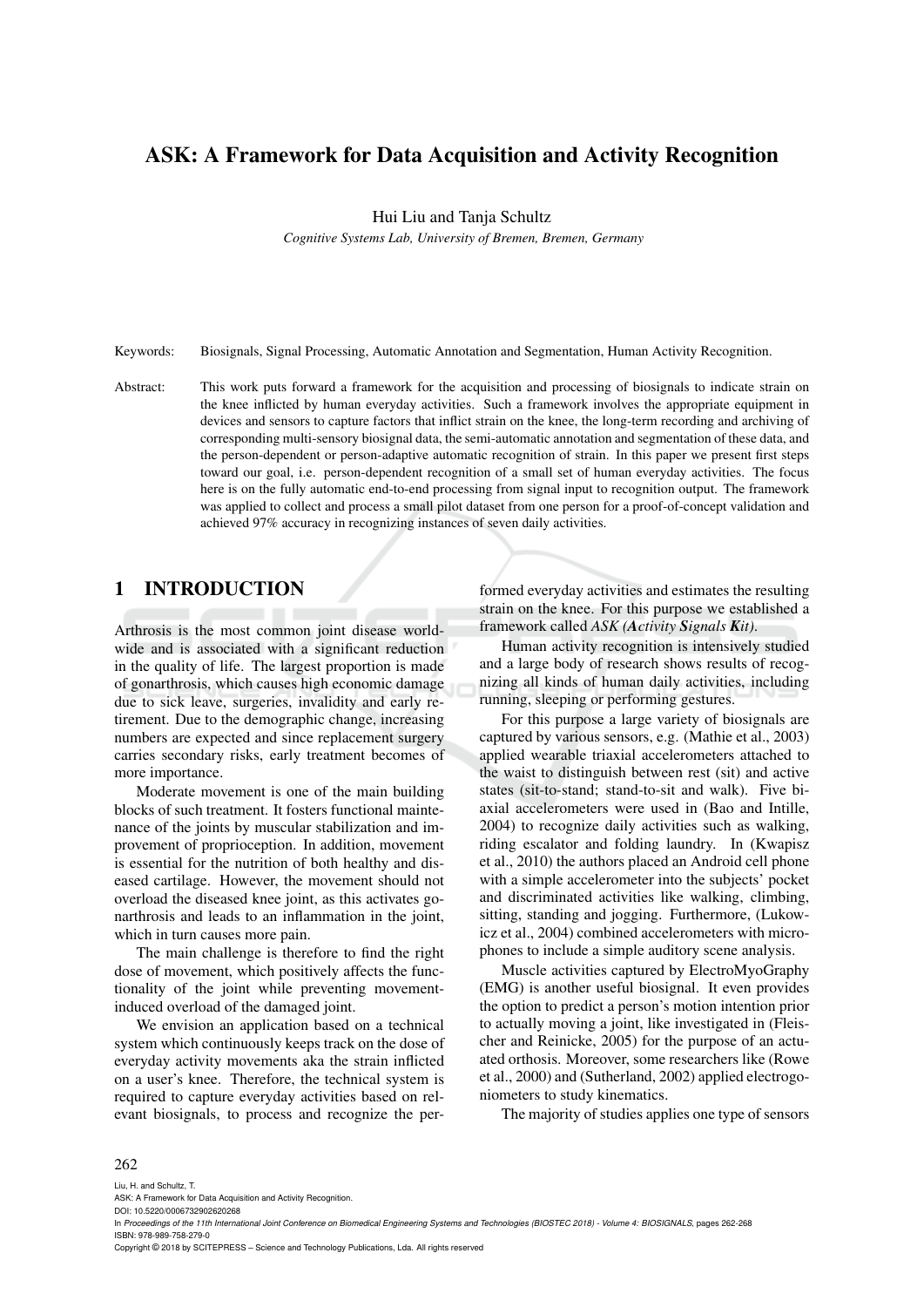# ASK: A Framework for Data Acquisition and Activity Recognition

Hui Liu and Tanja Schultz

*Cognitive Systems Lab, University of Bremen, Bremen, Germany*

Keywords: Biosignals, Signal Processing, Automatic Annotation and Segmentation, Human Activity Recognition.

Abstract: This work puts forward a framework for the acquisition and processing of biosignals to indicate strain on the knee inflicted by human everyday activities. Such a framework involves the appropriate equipment in devices and sensors to capture factors that inflict strain on the knee, the long-term recording and archiving of corresponding multi-sensory biosignal data, the semi-automatic annotation and segmentation of these data, and the person-dependent or person-adaptive automatic recognition of strain. In this paper we present first steps toward our goal, i.e. person-dependent recognition of a small set of human everyday activities. The focus here is on the fully automatic end-to-end processing from signal input to recognition output. The framework was applied to collect and process a small pilot dataset from one person for a proof-of-concept validation and achieved 97% accuracy in recognizing instances of seven daily activities.

## 1 INTRODUCTION

Arthrosis is the most common joint disease worldwide and is associated with a significant reduction in the quality of life. The largest proportion is made of gonarthrosis, which causes high economic damage due to sick leave, surgeries, invalidity and early retirement. Due to the demographic change, increasing numbers are expected and since replacement surgery carries secondary risks, early treatment becomes of more importance.

Moderate movement is one of the main building blocks of such treatment. It fosters functional maintenance of the joints by muscular stabilization and improvement of proprioception. In addition, movement is essential for the nutrition of both healthy and diseased cartilage. However, the movement should not overload the diseased knee joint, as this activates gonarthrosis and leads to an inflammation in the joint, which in turn causes more pain.

The main challenge is therefore to find the right dose of movement, which positively affects the functionality of the joint while preventing movement-induced overload of the damaged joint.

We envision an application based on a technical system which continuously keeps track on the dose of everyday activity movements aka the strain inflicted on a user's knee. Therefore, the technical system is required to capture everyday activities based on relevant biosignals, to process and recognize the performed everyday activities and estimates the resulting strain on the knee. For this purpose we established a framework called *ASK (**A**ctivity **S**ignals **K**it)*.

Human activity recognition is intensively studied and a large body of research shows results of recognizing all kinds of human daily activities, including running, sleeping or performing gestures.

For this purpose a large variety of biosignals are captured by various sensors, e.g. (Mathie et al., 2003) applied wearable triaxial accelerometers attached to the waist to distinguish between rest (sit) and active states (sit-to-stand; stand-to-sit and walk). Five biaxial accelerometers were used in (Bao and Intille, 2004) to recognize daily activities such as walking, riding escalator and folding laundry. In (Kwapisz et al., 2010) the authors placed an Android cell phone with a simple accelerometer into the subjects' pocket and discriminated activities like walking, climbing, sitting, standing and jogging. Furthermore, (Lukowicz et al., 2004) combined accelerometers with microphones to include a simple auditory scene analysis.

Muscle activities captured by ElectroMyoGraphy (EMG) is another useful biosignal. It even provides the option to predict a person's motion intention prior to actually moving a joint, like investigated in (Fleischer and Reinicke, 2005) for the purpose of an actuated orthosis. Moreover, some researchers like (Rowe et al., 2000) and (Sutherland, 2002) applied electrogoniometers to study kinematics.

The majority of studies applies one type of sensors

Liu, H. and Schultz, T.
ASK: A Framework for Data Acquisition and Activity Recognition.
DOI: 10.5220/0006732902620268
In *Proceedings of the 11th International Joint Conference on Biomedical Engineering Systems and Technologies (BIOSTEC 2018) - Volume 4: BIOSIGNALS*, pages 262-268
ISBN: 978-989-758-279-0
Copyright © 2018 by SCITEPRESS – Science and Technology Publications, Lda. All rights reserved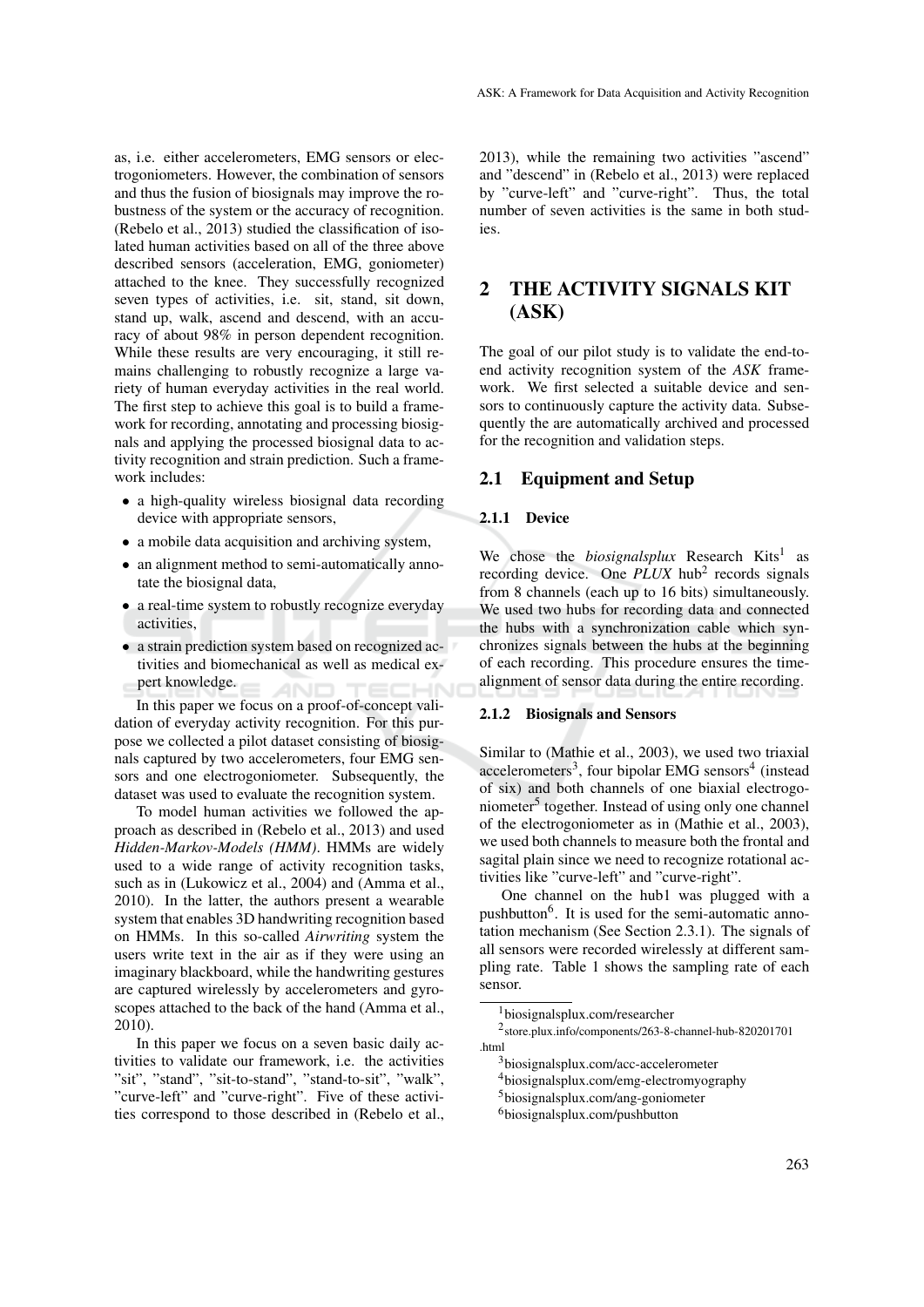as, i.e. either accelerometers, EMG sensors or electrogoniometers. However, the combination of sensors and thus the fusion of biosignals may improve the robustness of the system or the accuracy of recognition. (Rebelo et al., 2013) studied the classification of isolated human activities based on all of the three above described sensors (acceleration, EMG, goniometer) attached to the knee. They successfully recognized seven types of activities, i.e. sit, stand, sit down, stand up, walk, ascend and descend, with an accuracy of about 98% in person dependent recognition. While these results are very encouraging, it still remains challenging to robustly recognize a large variety of human everyday activities in the real world. The first step to achieve this goal is to build a framework for recording, annotating and processing biosignals and applying the processed biosignal data to activity recognition and strain prediction. Such a framework includes:

- a high-quality wireless biosignal data recording device with appropriate sensors,
- a mobile data acquisition and archiving system,
- an alignment method to semi-automatically annotate the biosignal data,
- a real-time system to robustly recognize everyday activities,
- a strain prediction system based on recognized activities and biomechanical as well as medical expert knowledge.

In this paper we focus on a proof-of-concept validation of everyday activity recognition. For this purpose we collected a pilot dataset consisting of biosignals captured by two accelerometers, four EMG sensors and one electrogoniometer. Subsequently, the dataset was used to evaluate the recognition system.

To model human activities we followed the approach as described in (Rebelo et al., 2013) and used *Hidden-Markov-Models (HMM)*. HMMs are widely used to a wide range of activity recognition tasks, such as in (Lukowicz et al., 2004) and (Amma et al., 2010). In the latter, the authors present a wearable system that enables 3D handwriting recognition based on HMMs. In this so-called *Airwriting* system the users write text in the air as if they were using an imaginary blackboard, while the handwriting gestures are captured wirelessly by accelerometers and gyroscopes attached to the back of the hand (Amma et al., 2010).

In this paper we focus on a seven basic daily activities to validate our framework, i.e. the activities "sit", "stand", "sit-to-stand", "stand-to-sit", "walk", "curve-left" and "curve-right". Five of these activities correspond to those described in (Rebelo et al., 2013), while the remaining two activities "ascend" and "descend" in (Rebelo et al., 2013) were replaced by "curve-left" and "curve-right". Thus, the total number of seven activities is the same in both studies.

## 2 THE ACTIVITY SIGNALS KIT (ASK)

The goal of our pilot study is to validate the end-to-end activity recognition system of the *ASK* framework. We first selected a suitable device and sensors to continuously capture the activity data. Subsequently the are automatically archived and processed for the recognition and validation steps.

### 2.1 Equipment and Setup

#### 2.1.1 Device

We chose the *biosignalsplux* Research Kits[1] as recording device. One *PLUX* hub[2] records signals from 8 channels (each up to 16 bits) simultaneously. We used two hubs for recording data and connected the hubs with a synchronization cable which synchronizes signals between the hubs at the beginning of each recording. This procedure ensures the time-alignment of sensor data during the entire recording.

#### 2.1.2 Biosignals and Sensors

Similar to (Mathie et al., 2003), we used two triaxial accelerometers[3], four bipolar EMG sensors[4] (instead of six) and both channels of one biaxial electrogoniometer[5] together. Instead of using only one channel of the electrogoniometer as in (Mathie et al., 2003), we used both channels to measure both the frontal and sagital plain since we need to recognize rotational activities like "curve-left" and "curve-right".

One channel on the hub1 was plugged with a pushbutton[6]. It is used for the semi-automatic annotation mechanism (See Section 2.3.1). The signals of all sensors were recorded wirelessly at different sampling rate. Table 1 shows the sampling rate of each sensor.

[1] biosignalsplux.com/researcher

[2] store.plux.info/components/263-8-channel-hub-820201701.html

[3] biosignalsplux.com/acc-accelerometer

[4] biosignalsplux.com/emg-electromyography

[5] biosignalsplux.com/ang-goniometer

[6] biosignalsplux.com/pushbutton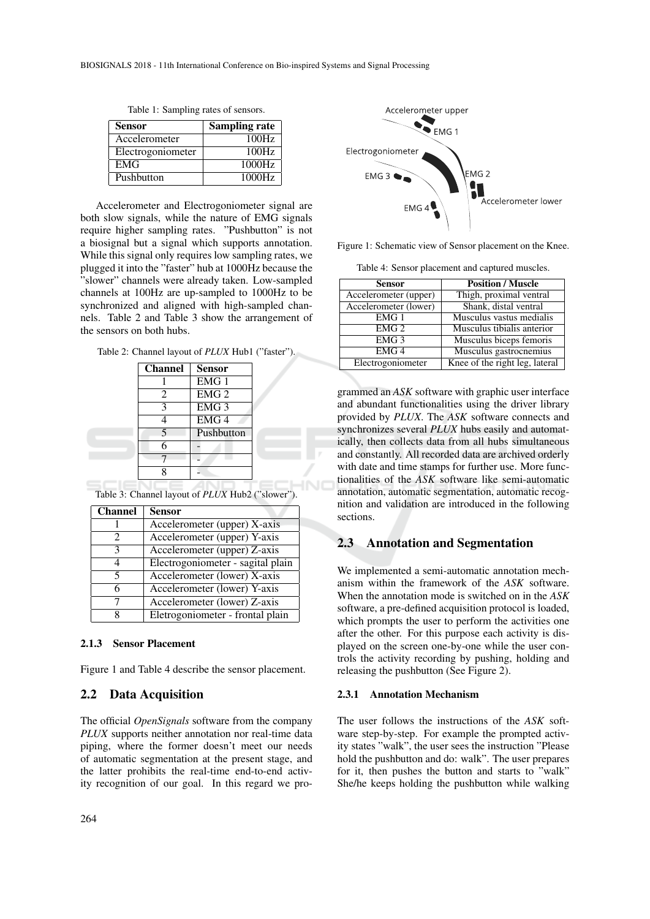Table 1: Sampling rates of sensors.

| Sensor | Sampling rate |
|---|---|
| Accelerometer | 100Hz |
| Electrogoniometer | 100Hz |
| EMG | 1000Hz |
| Pushbutton | 1000Hz |

Accelerometer and Electrogoniometer signal are both slow signals, while the nature of EMG signals require higher sampling rates. "Pushbutton" is not a biosignal but a signal which supports annotation. While this signal only requires low sampling rates, we plugged it into the "faster" hub at 1000Hz because the "slower" channels were already taken. Low-sampled channels at 100Hz are up-sampled to 1000Hz to be synchronized and aligned with high-sampled channels. Table 2 and Table 3 show the arrangement of the sensors on both hubs.

Table 2: Channel layout of *PLUX* Hub1 ("faster").

| Channel | Sensor |
|---|---|
| 1 | EMG 1 |
| 2 | EMG 2 |
| 3 | EMG 3 |
| 4 | EMG 4 |
| 5 | Pushbutton |
| 6 | - |
| 7 | - |
| 8 | - |

Table 3: Channel layout of *PLUX* Hub2 ("slower").

| Channel | Sensor |
|---|---|
| 1 | Accelerometer (upper) X-axis |
| 2 | Accelerometer (upper) Y-axis |
| 3 | Accelerometer (upper) Z-axis |
| 4 | Electrogoniometer - sagital plain |
| 5 | Accelerometer (lower) X-axis |
| 6 | Accelerometer (lower) Y-axis |
| 7 | Accelerometer (lower) Z-axis |
| 8 | Eletrogoniometer - frontal plain |

#### 2.1.3 Sensor Placement

Figure 1 and Table 4 describe the sensor placement.

Figure 1: Schematic view of Sensor placement on the Knee.

Table 4: Sensor placement and captured muscles.

| Sensor | Position / Muscle |
|---|---|
| Accelerometer (upper) | Thigh, proximal ventral |
| Accelerometer (lower) | Shank, distal ventral |
| EMG 1 | Musculus vastus medialis |
| EMG 2 | Musculus tibialis anterior |
| EMG 3 | Musculus biceps femoris |
| EMG 4 | Musculus gastrocnemius |
| Electrogoniometer | Knee of the right leg, lateral |

## 2.2 Data Acquisition

The official *OpenSignals* software from the company *PLUX* supports neither annotation nor real-time data piping, where the former doesn't meet our needs of automatic segmentation at the present stage, and the latter prohibits the real-time end-to-end activity recognition of our goal. In this regard we programmed an *ASK* software with graphic user interface and abundant functionalities using the driver library provided by *PLUX*. The *ASK* software connects and synchronizes several *PLUX* hubs easily and automatically, then collects data from all hubs simultaneous and constantly. All recorded data are archived orderly with date and time stamps for further use. More functionalities of the *ASK* software like semi-automatic annotation, automatic segmentation, automatic recognition and validation are introduced in the following sections.

## 2.3 Annotation and Segmentation

We implemented a semi-automatic annotation mechanism within the framework of the *ASK* software. When the annotation mode is switched on in the *ASK* software, a pre-defined acquisition protocol is loaded, which prompts the user to perform the activities one after the other. For this purpose each activity is displayed on the screen one-by-one while the user controls the activity recording by pushing, holding and releasing the pushbutton (See Figure 2).

#### 2.3.1 Annotation Mechanism

The user follows the instructions of the *ASK* software step-by-step. For example the prompted activity states "walk", the user sees the instruction "Please hold the pushbutton and do: walk". The user prepares for it, then pushes the button and starts to "walk" She/he keeps holding the pushbutton while walking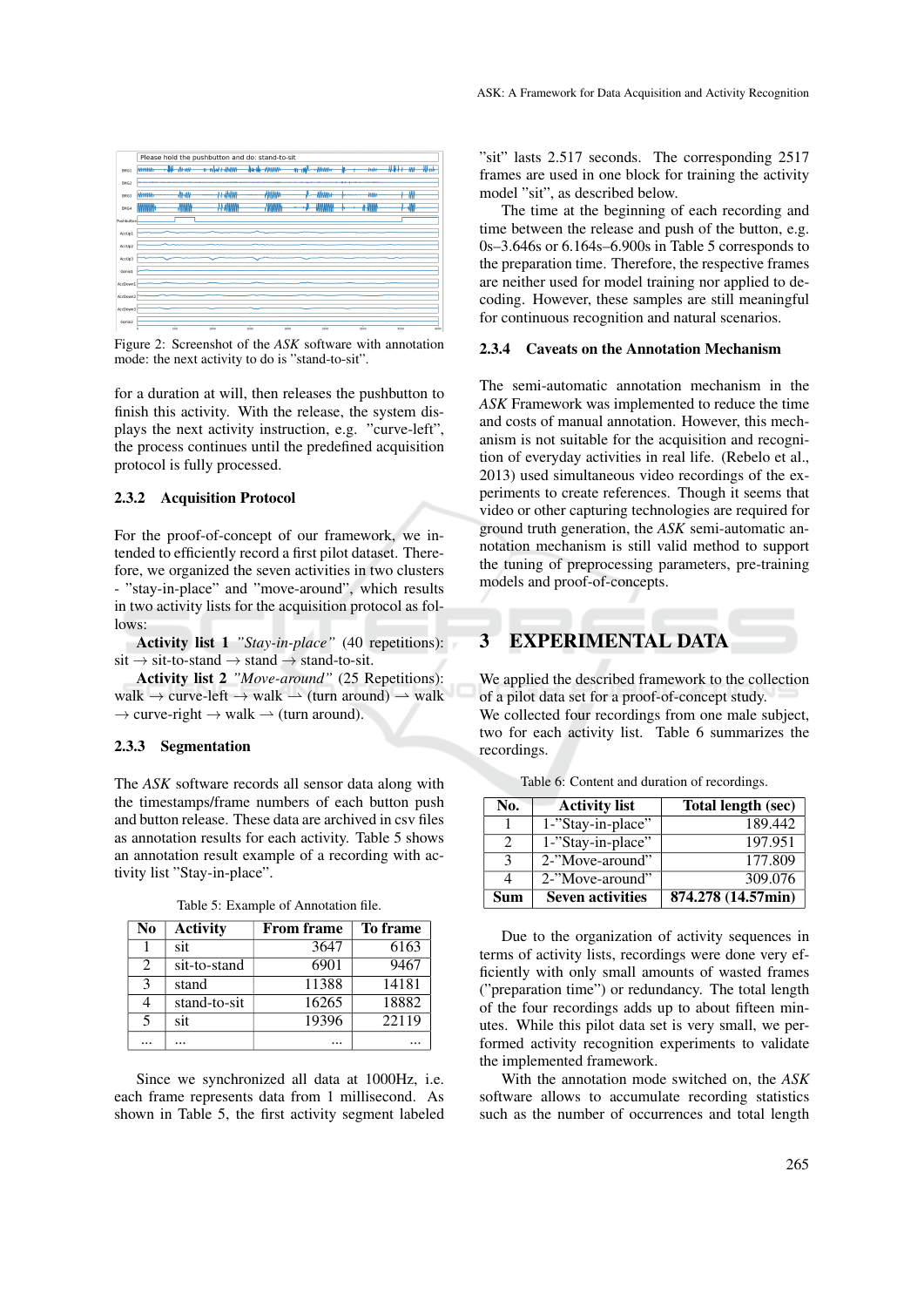Figure 2: Screenshot of the *ASK* software with annotation mode: the next activity to do is "stand-to-sit".

for a duration at will, then releases the pushbutton to finish this activity. With the release, the system displays the next activity instruction, e.g. "curve-left", the process continues until the predefined acquisition protocol is fully processed.

### 2.3.2 Acquisition Protocol

For the proof-of-concept of our framework, we intended to efficiently record a first pilot dataset. Therefore, we organized the seven activities in two clusters - "stay-in-place" and "move-around", which results in two activity lists for the acquisition protocol as follows:

**Activity list 1** *"Stay-in-place"* (40 repetitions): sit → sit-to-stand → stand → stand-to-sit.

**Activity list 2** *"Move-around"* (25 Repetitions): walk → curve-left → walk ⇀ (turn around) ⇀ walk → curve-right → walk ⇀ (turn around).

### 2.3.3 Segmentation

The *ASK* software records all sensor data along with the timestamps/frame numbers of each button push and button release. These data are archived in csv files as annotation results for each activity. Table 5 shows an annotation result example of a recording with activity list "Stay-in-place".

Table 5: Example of Annotation file.

| No | Activity | From frame | To frame |
|---|---|---|---|
| 1 | sit | 3647 | 6163 |
| 2 | sit-to-stand | 6901 | 9467 |
| 3 | stand | 11388 | 14181 |
| 4 | stand-to-sit | 16265 | 18882 |
| 5 | sit | 19396 | 22119 |
| ... | ... | ... | ... |

Since we synchronized all data at 1000Hz, i.e. each frame represents data from 1 millisecond. As shown in Table 5, the first activity segment labeled "sit" lasts 2.517 seconds. The corresponding 2517 frames are used in one block for training the activity model "sit", as described below.

The time at the beginning of each recording and time between the release and push of the button, e.g. 0s–3.646s or 6.164s–6.900s in Table 5 corresponds to the preparation time. Therefore, the respective frames are neither used for model training nor applied to decoding. However, these samples are still meaningful for continuous recognition and natural scenarios.

### 2.3.4 Caveats on the Annotation Mechanism

The semi-automatic annotation mechanism in the *ASK* Framework was implemented to reduce the time and costs of manual annotation. However, this mechanism is not suitable for the acquisition and recognition of everyday activities in real life. (Rebelo et al., 2013) used simultaneous video recordings of the experiments to create references. Though it seems that video or other capturing technologies are required for ground truth generation, the *ASK* semi-automatic annotation mechanism is still valid method to support the tuning of preprocessing parameters, pre-training models and proof-of-concepts.

## 3 EXPERIMENTAL DATA

We applied the described framework to the collection of a pilot data set for a proof-of-concept study.

We collected four recordings from one male subject, two for each activity list. Table 6 summarizes the recordings.

Table 6: Content and duration of recordings.

| No. | Activity list | Total length (sec) |
|---|---|---|
| 1 | 1-"Stay-in-place" | 189.442 |
| 2 | 1-"Stay-in-place" | 197.951 |
| 3 | 2-"Move-around" | 177.809 |
| 4 | 2-"Move-around" | 309.076 |
| **Sum** | **Seven activities** | **874.278 (14.57min)** |

Due to the organization of activity sequences in terms of activity lists, recordings were done very efficiently with only small amounts of wasted frames ("preparation time") or redundancy. The total length of the four recordings adds up to about fifteen minutes. While this pilot data set is very small, we performed activity recognition experiments to validate the implemented framework.

With the annotation mode switched on, the *ASK* software allows to accumulate recording statistics such as the number of occurrences and total length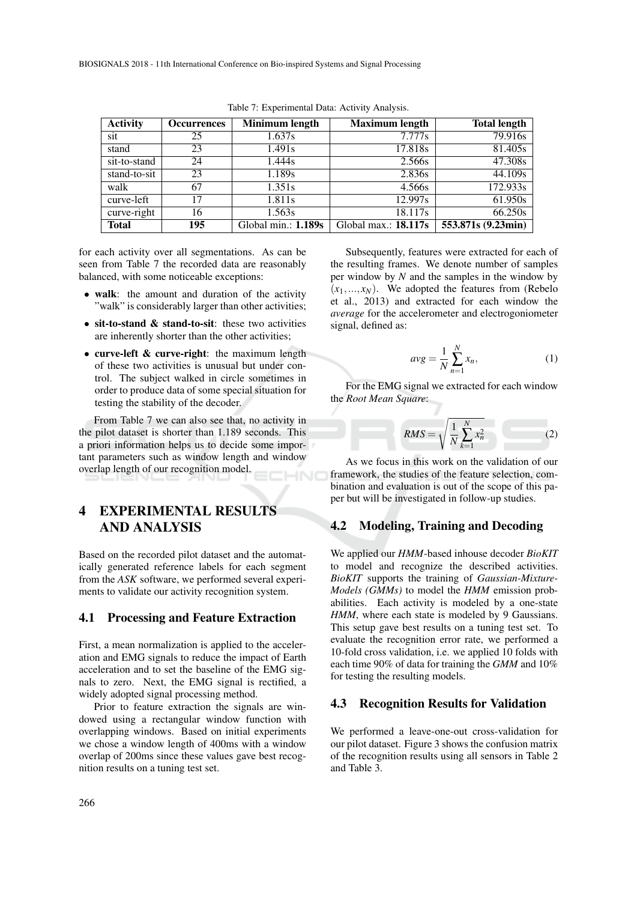Table 7: Experimental Data: Activity Analysis.

| Activity | Occurrences | Minimum length | Maximum length | Total length |
|---|---|---|---|---|
| sit | 25 | 1.637s | 7.777s | 79.916s |
| stand | 23 | 1.491s | 17.818s | 81.405s |
| sit-to-stand | 24 | 1.444s | 2.566s | 47.308s |
| stand-to-sit | 23 | 1.189s | 2.836s | 44.109s |
| walk | 67 | 1.351s | 4.566s | 172.933s |
| curve-left | 17 | 1.811s | 12.997s | 61.950s |
| curve-right | 16 | 1.563s | 18.117s | 66.250s |
| **Total** | **195** | Global min.: **1.189s** | Global max.: **18.117s** | **553.871s (9.23min)** |

for each activity over all segmentations. As can be seen from Table 7 the recorded data are reasonably balanced, with some noticeable exceptions:

- **walk**: the amount and duration of the activity "walk" is considerably larger than other activities;
- **sit-to-stand & stand-to-sit**: these two activities are inherently shorter than the other activities;
- **curve-left & curve-right**: the maximum length of these two activities is unusual but under control. The subject walked in circle sometimes in order to produce data of some special situation for testing the stability of the decoder.

From Table 7 we can also see that, no activity in the pilot dataset is shorter than 1.189 seconds. This a priori information helps us to decide some important parameters such as window length and window overlap length of our recognition model.

# 4 EXPERIMENTAL RESULTS AND ANALYSIS

Based on the recorded pilot dataset and the automatically generated reference labels for each segment from the *ASK* software, we performed several experiments to validate our activity recognition system.

## 4.1 Processing and Feature Extraction

First, a mean normalization is applied to the acceleration and EMG signals to reduce the impact of Earth acceleration and to set the baseline of the EMG signals to zero. Next, the EMG signal is rectified, a widely adopted signal processing method.

Prior to feature extraction the signals are windowed using a rectangular window function with overlapping windows. Based on initial experiments we chose a window length of 400ms with a window overlap of 200ms since these values gave best recognition results on a tuning test set.

Subsequently, features were extracted for each of the resulting frames. We denote number of samples per window by $N$ and the samples in the window by $(x_1,...,x_N)$. We adopted the features from (Rebelo et al., 2013) and extracted for each window the *average* for the accelerometer and electrogoniometer signal, defined as:

$$avg = \frac{1}{N}\sum_{n=1}^{N} x_n, \quad (1)$$

For the EMG signal we extracted for each window the *Root Mean Square*:

$$RMS = \sqrt{\frac{1}{N}\sum_{k=1}^{N} x_n^2} \quad (2)$$

As we focus in this work on the validation of our framework, the studies of the feature selection, combination and evaluation is out of the scope of this paper but will be investigated in follow-up studies.

## 4.2 Modeling, Training and Decoding

We applied our *HMM*-based inhouse decoder *BioKIT* to model and recognize the described activities. *BioKIT* supports the training of *Gaussian-Mixture-Models (GMMs)* to model the *HMM* emission probabilities. Each activity is modeled by a one-state *HMM*, where each state is modeled by 9 Gaussians. This setup gave best results on a tuning test set. To evaluate the recognition error rate, we performed a 10-fold cross validation, i.e. we applied 10 folds with each time 90% of data for training the *GMM* and 10% for testing the resulting models.

## 4.3 Recognition Results for Validation

We performed a leave-one-out cross-validation for our pilot dataset. Figure 3 shows the confusion matrix of the recognition results using all sensors in Table 2 and Table 3.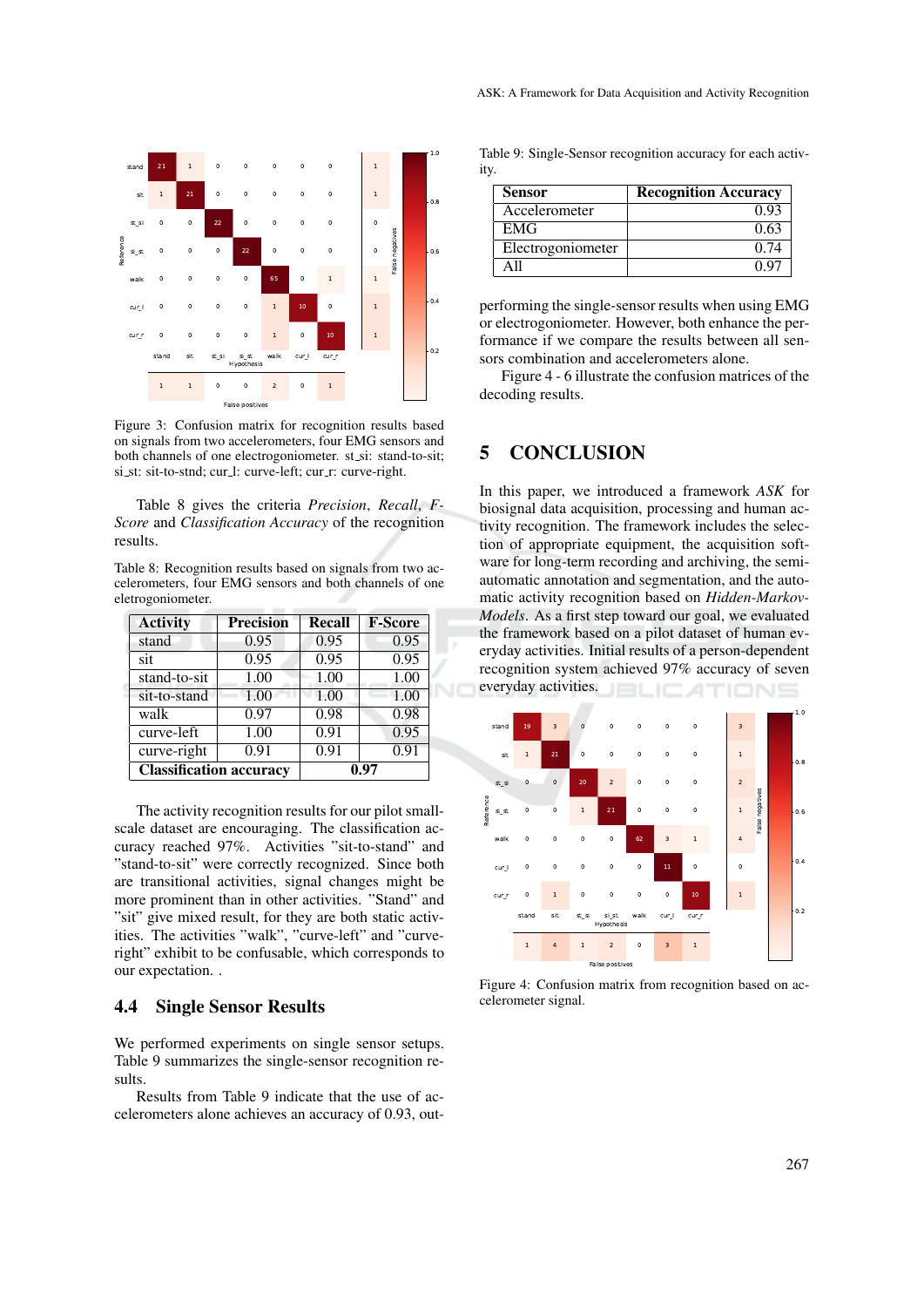Figure 3: Confusion matrix for recognition results based on signals from two accelerometers, four EMG sensors and both channels of one electrogoniometer. st_si: stand-to-sit; si_st: sit-to-stnd; cur_l: curve-left; cur_r: curve-right.

Table 8 gives the criteria *Precision*, *Recall*, *F-Score* and *Classification Accuracy* of the recognition results.

Table 8: Recognition results based on signals from two accelerometers, four EMG sensors and both channels of one eletrogoniometer.

| Activity | Precision | Recall | F-Score |
|---|---|---|---|
| stand | 0.95 | 0.95 | 0.95 |
| sit | 0.95 | 0.95 | 0.95 |
| stand-to-sit | 1.00 | 1.00 | 1.00 |
| sit-to-stand | 1.00 | 1.00 | 1.00 |
| walk | 0.97 | 0.98 | 0.98 |
| curve-left | 1.00 | 0.91 | 0.95 |
| curve-right | 0.91 | 0.91 | 0.91 |
| **Classification accuracy** | | **0.97** | |

The activity recognition results for our pilot small-scale dataset are encouraging. The classification accuracy reached 97%. Activities "sit-to-stand" and "stand-to-sit" were correctly recognized. Since both are transitional activities, signal changes might be more prominent than in other activities. "Stand" and "sit" give mixed result, for they are both static activities. The activities "walk", "curve-left" and "curve-right" exhibit to be confusable, which corresponds to our expectation. .

## 4.4 Single Sensor Results

We performed experiments on single sensor setups. Table 9 summarizes the single-sensor recognition results.

Results from Table 9 indicate that the use of accelerometers alone achieves an accuracy of 0.93, outperforming the single-sensor results when using EMG or electrogoniometer. However, both enhance the performance if we compare the results between all sensors combination and accelerometers alone.

Table 9: Single-Sensor recognition accuracy for each activity.

| Sensor | Recognition Accuracy |
|---|---|
| Accelerometer | 0.93 |
| EMG | 0.63 |
| Electrogoniometer | 0.74 |
| All | 0.97 |

Figure 4 - 6 illustrate the confusion matrices of the decoding results.

# 5 CONCLUSION

In this paper, we introduced a framework *ASK* for biosignal data acquisition, processing and human activity recognition. The framework includes the selection of appropriate equipment, the acquisition software for long-term recording and archiving, the semi-automatic annotation and segmentation, and the automatic activity recognition based on *Hidden-Markov-Models*. As a first step toward our goal, we evaluated the framework based on a pilot dataset of human everyday activities. Initial results of a person-dependent recognition system achieved 97% accuracy of seven everyday activities.

Figure 4: Confusion matrix from recognition based on accelerometer signal.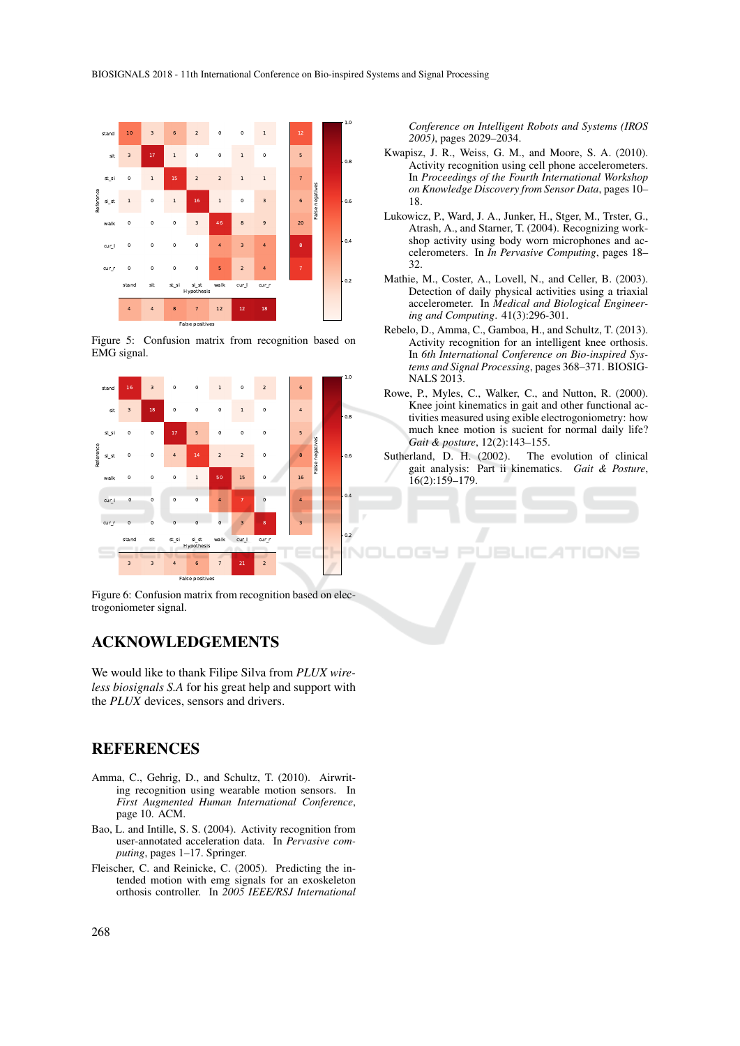stand 10 3 6 2 0 0 1
sit 3 17 1 0 0 1 0
st_si 0 1 15 2 2 1 1
si_st 1 0 1 16 1 0 3
walk 0 0 0 3 46 8 9
cur_l 0 0 0 0 4 3 4
cur_r 0 0 0 0 5 2 4
Reference
stand sit st_si si_st walk cur_l cur_r
Hypothesis
False negatives
12 5 7 6 20 8 7
False positives
4 4 8 7 12 12 18
1.0 0.8 0.6 0.4 0.2

Figure 5: Confusion matrix from recognition based on EMG signal.

stand 16 3 0 0 1 0 2
sit 3 18 0 0 0 1 0
st_si 0 0 17 5 0 0 0
si_st 0 0 4 14 2 2 0
walk 0 0 0 1 50 15 0
cur_l 0 0 0 0 4 7 0
cur_r 0 0 0 0 0 3 8
Reference
stand sit st_si si_st walk cur_l cur_r
Hypothesis
False negatives
6 4 5 8 16 4 3
False positives
3 3 4 6 7 21 2
1.0 0.8 0.6 0.4 0.2

Figure 6: Confusion matrix from recognition based on electrogoniometer signal.

## ACKNOWLEDGEMENTS

We would like to thank Filipe Silva from *PLUX wireless biosignals S.A* for his great help and support with the *PLUX* devices, sensors and drivers.

## REFERENCES

Amma, C., Gehrig, D., and Schultz, T. (2010). Airwriting recognition using wearable motion sensors. In *First Augmented Human International Conference*, page 10. ACM.

Bao, L. and Intille, S. S. (2004). Activity recognition from user-annotated acceleration data. In *Pervasive computing*, pages 1–17. Springer.

Fleischer, C. and Reinicke, C. (2005). Predicting the intended motion with emg signals for an exoskeleton orthosis controller. In *2005 IEEE/RSJ International Conference on Intelligent Robots and Systems (IROS 2005)*, pages 2029–2034.

Kwapisz, J. R., Weiss, G. M., and Moore, S. A. (2010). Activity recognition using cell phone accelerometers. In *Proceedings of the Fourth International Workshop on Knowledge Discovery from Sensor Data*, pages 10–18.

Lukowicz, P., Ward, J. A., Junker, H., Stger, M., Trster, G., Atrash, A., and Starner, T. (2004). Recognizing workshop activity using body worn microphones and accelerometers. In *In Pervasive Computing*, pages 18–32.

Mathie, M., Coster, A., Lovell, N., and Celler, B. (2003). Detection of daily physical activities using a triaxial accelerometer. In *Medical and Biological Engineering and Computing*. 41(3):296-301.

Rebelo, D., Amma, C., Gamboa, H., and Schultz, T. (2013). Activity recognition for an intelligent knee orthosis. In *6th International Conference on Bio-inspired Systems and Signal Processing*, pages 368–371. BIOSIGNALS 2013.

Rowe, P., Myles, C., Walker, C., and Nutton, R. (2000). Knee joint kinematics in gait and other functional activities measured using exible electrogoniometry: how much knee motion is sucient for normal daily life? *Gait & posture*, 12(2):143–155.

Sutherland, D. H. (2002). The evolution of clinical gait analysis: Part ii kinematics. *Gait & Posture*, 16(2):159–179.